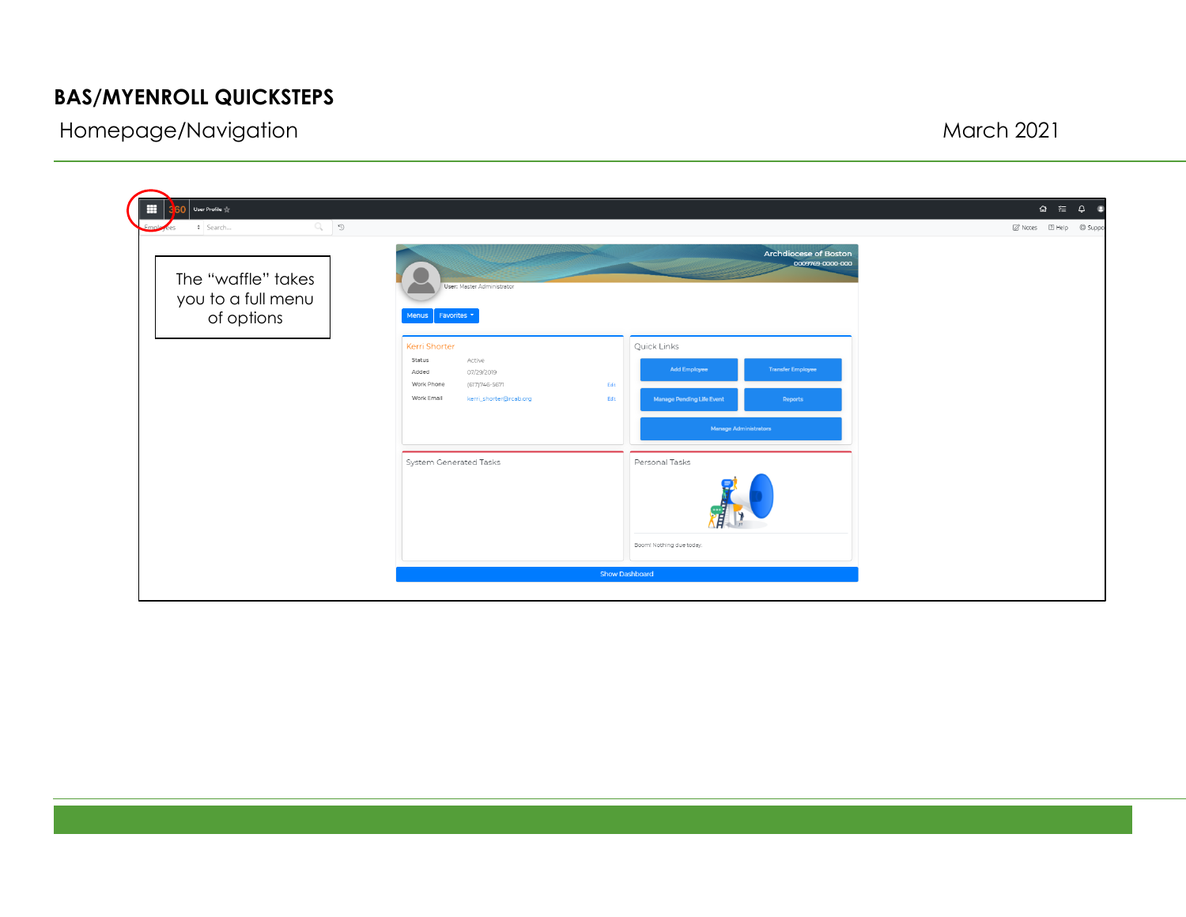# BAS/MYENROLL QUICKSTEPS

Homepage/Navigation

March 2021

The "waffle" takes you to a full menu of options

360 User Profile

Employees Search...

Notes Help Support

Archdiocese of Boston
0009769-0000-000

User: Master Administrator

Menus Favorites

Kerri Shorter

| | | |
|---|---|---|
| Status | Active | |
| Added | 07/29/2019 | |
| Work Phone | (617)746-5671 | Edit |
| Work Email | kerri_shorter@rcab.org | Edit |

Quick Links

Add Employee
Transfer Employee
Manage Pending Life Event
Reports
Manage Administrators

System Generated Tasks

Personal Tasks

Boom! Nothing due today.

Show Dashboard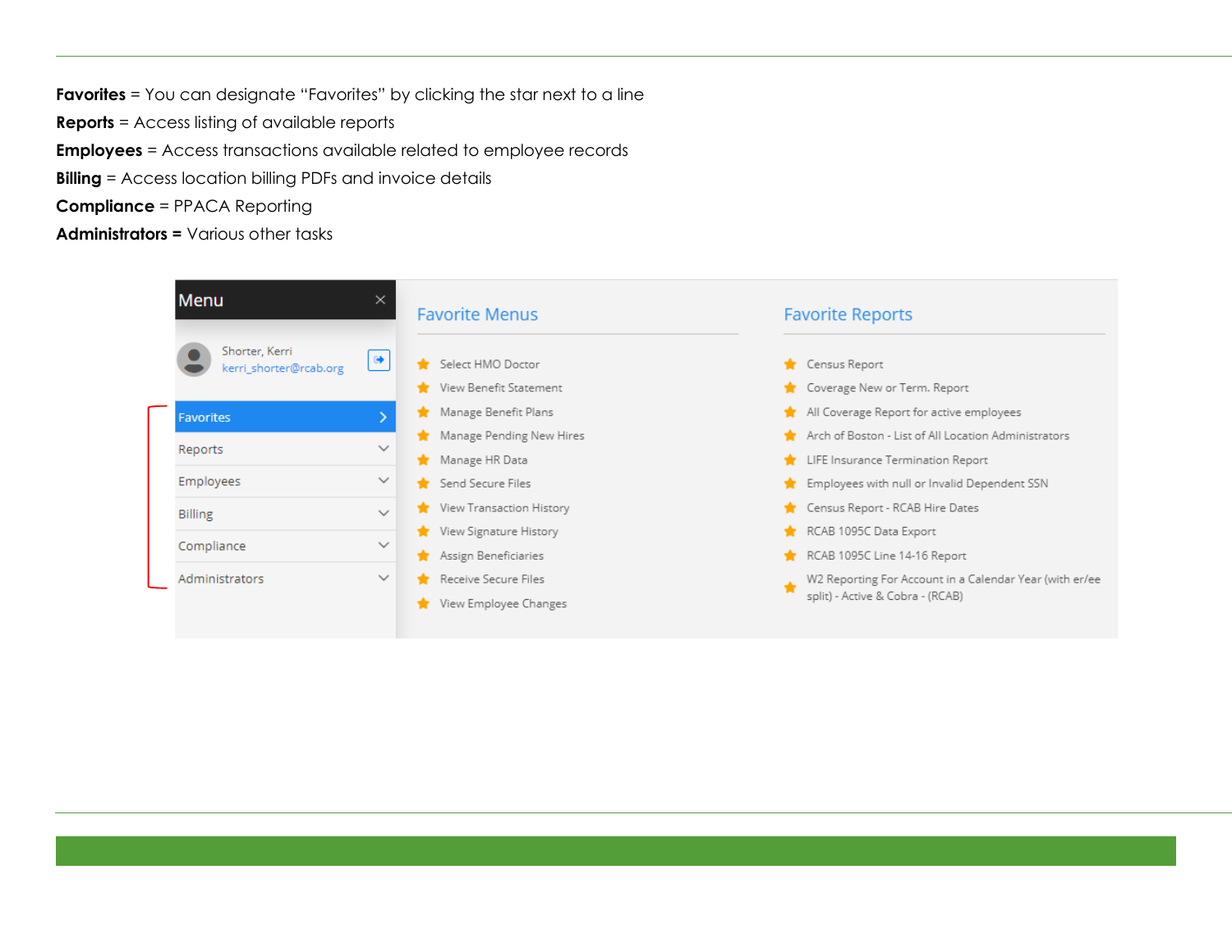**Favorites** = You can designate "Favorites" by clicking the star next to a line

**Reports** = Access listing of available reports

**Employees** = Access transactions available related to employee records

**Billing** = Access location billing PDFs and invoice details

**Compliance** = PPACA Reporting

**Administrators =** Various other tasks

Menu

Shorter, Kerri
kerri_shorter@rcab.org

- Favorites
- Reports
- Employees
- Billing
- Compliance
- Administrators

**Favorite Menus**

- Select HMO Doctor
- View Benefit Statement
- Manage Benefit Plans
- Manage Pending New Hires
- Manage HR Data
- Send Secure Files
- View Transaction History
- View Signature History
- Assign Beneficiaries
- Receive Secure Files
- View Employee Changes

**Favorite Reports**

- Census Report
- Coverage New or Term. Report
- All Coverage Report for active employees
- Arch of Boston - List of All Location Administrators
- LIFE Insurance Termination Report
- Employees with null or Invalid Dependent SSN
- Census Report - RCAB Hire Dates
- RCAB 1095C Data Export
- RCAB 1095C Line 14-16 Report
- W2 Reporting For Account in a Calendar Year (with er/ee split) - Active & Cobra - (RCAB)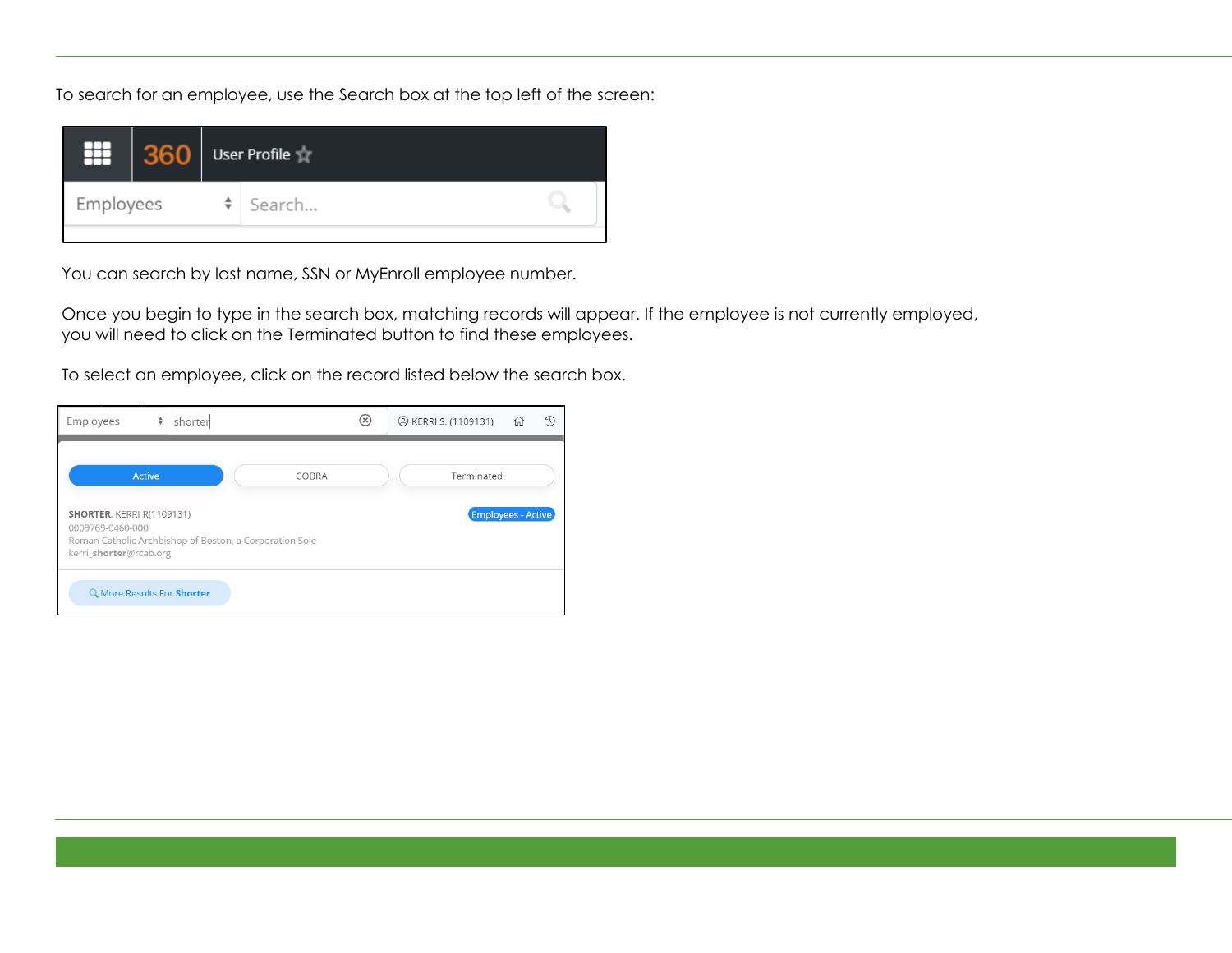To search for an employee, use the Search box at the top left of the screen:

You can search by last name, SSN or MyEnroll employee number.

Once you begin to type in the search box, matching records will appear. If the employee is not currently employed, you will need to click on the Terminated button to find these employees.

To select an employee, click on the record listed below the search box.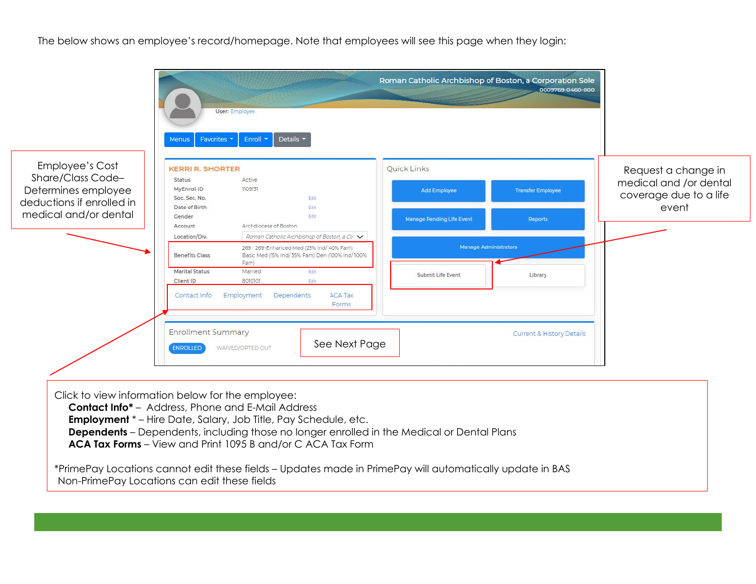The below shows an employee's record/homepage. Note that employees will see this page when they login:

Roman Catholic Archbishop of Boston, a Corporation Sole
0009769-0460-000

User: Employee

Menus | Favorites | Enroll | Details

**KERRI R. SHORTER**

| | | |
|---|---|---|
| Status | Active | |
| MyEnroll ID | 1109131 | |
| Soc. Sec. No. | | Edit |
| Date of Birth | | Edit |
| Gender | | Edit |
| Account | Archdiocese of Boston | |
| Location/Div. | Roman Catholic Archbishop of Boston, a Co | |
| Benefits Class | 269 - 269-Enhanced Med (25% Ind/ 40% Fam) Basic Med (15% Ind/ 35% Fam) Den (100% Ind/ 100% Fam) | |
| Marital Status | Married | Edit |
| Client ID | 8010101 | Edit |

Contact Info | Employment | Dependents | ACA Tax Forms

Quick Links

- Add Employee
- Transfer Employee
- Manage Pending Life Event
- Reports
- Manage Administrators
- Submit Life Event
- Library

Enrollment Summary

ENROLLED | WAIVED/OPTED OUT

Current & History Details

See Next Page

Employee's Cost Share/Class Code– Determines employee deductions if enrolled in medical and/or dental

Request a change in medical and /or dental coverage due to a life event

Click to view information below for the employee:

**Contact Info*** – Address, Phone and E-Mail Address
**Employment** * – Hire Date, Salary, Job Title, Pay Schedule, etc.
**Dependents** – Dependents, including those no longer enrolled in the Medical or Dental Plans
**ACA Tax Forms** – View and Print 1095 B and/or C ACA Tax Form

*PrimePay Locations cannot edit these fields – Updates made in PrimePay will automatically update in BAS
Non-PrimePay Locations can edit these fields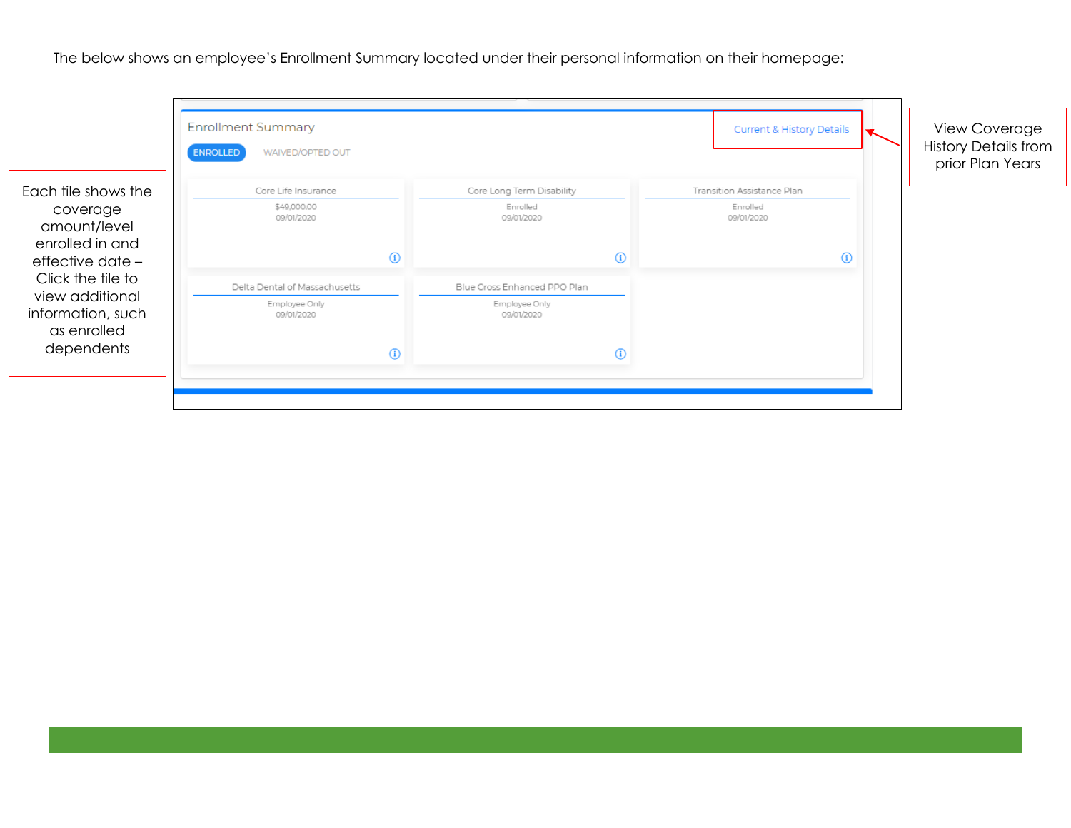The below shows an employee's Enrollment Summary located under their personal information on their homepage:

Each tile shows the coverage amount/level enrolled in and effective date – Click the tile to view additional information, such as enrolled dependents

Enrollment Summary

ENROLLED WAIVED/OPTED OUT

Current & History Details

Core Life Insurance
$49,000.00
09/01/2020

Core Long Term Disability
Enrolled
09/01/2020

Transition Assistance Plan
Enrolled
09/01/2020

Delta Dental of Massachusetts
Employee Only
09/01/2020

Blue Cross Enhanced PPO Plan
Employee Only
09/01/2020

View Coverage History Details from prior Plan Years